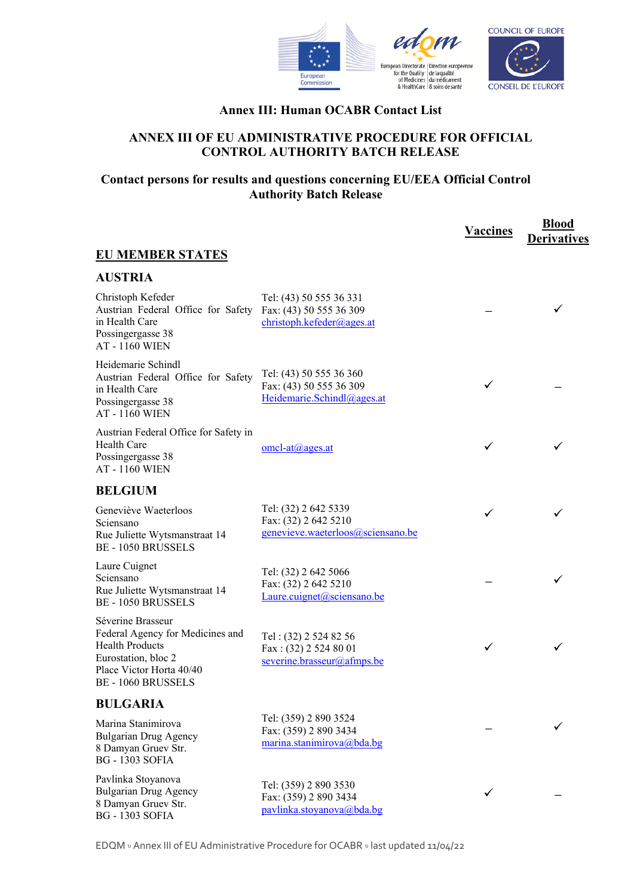# Annex III: Human OCABR Contact List

## ANNEX III OF EU ADMINISTRATIVE PROCEDURE FOR OFFICIAL CONTROL AUTHORITY BATCH RELEASE

### Contact persons for results and questions concerning EU/EEA Official Control Authority Batch Release

| | | Vaccines | Blood Derivatives |
|---|---|---|---|
| **EU MEMBER STATES** | | | |
| **AUSTRIA** | | | |
| Christoph Kefeder<br>Austrian Federal Office for Safety in Health Care<br>Possingergasse 38<br>AT - 1160 WIEN | Tel: (43) 50 555 36 331<br>Fax: (43) 50 555 36 309<br>christoph.kefeder@ages.at | – | ✓ |
| Heidemarie Schindl<br>Austrian Federal Office for Safety in Health Care<br>Possingergasse 38<br>AT - 1160 WIEN | Tel: (43) 50 555 36 360<br>Fax: (43) 50 555 36 309<br>Heidemarie.Schindl@ages.at | ✓ | – |
| Austrian Federal Office for Safety in Health Care<br>Possingergasse 38<br>AT - 1160 WIEN | omcl-at@ages.at | ✓ | ✓ |
| **BELGIUM** | | | |
| Geneviève Waeterloos<br>Sciensano<br>Rue Juliette Wytsmanstraat 14<br>BE - 1050 BRUSSELS | Tel: (32) 2 642 5339<br>Fax: (32) 2 642 5210<br>genevieve.waeterloos@sciensano.be | ✓ | ✓ |
| Laure Cuignet<br>Sciensano<br>Rue Juliette Wytsmanstraat 14<br>BE - 1050 BRUSSELS | Tel: (32) 2 642 5066<br>Fax: (32) 2 642 5210<br>Laure.cuignet@sciensano.be | – | ✓ |
| Séverine Brasseur<br>Federal Agency for Medicines and Health Products<br>Eurostation, bloc 2<br>Place Victor Horta 40/40<br>BE - 1060 BRUSSELS | Tel : (32) 2 524 82 56<br>Fax : (32) 2 524 80 01<br>severine.brasseur@afmps.be | ✓ | ✓ |
| **BULGARIA** | | | |
| Marina Stanimirova<br>Bulgarian Drug Agency<br>8 Damyan Gruev Str.<br>BG - 1303 SOFIA | Tel: (359) 2 890 3524<br>Fax: (359) 2 890 3434<br>marina.stanimirova@bda.bg | – | ✓ |
| Pavlinka Stoyanova<br>Bulgarian Drug Agency<br>8 Damyan Gruev Str.<br>BG - 1303 SOFIA | Tel: (359) 2 890 3530<br>Fax: (359) 2 890 3434<br>pavlinka.stoyanova@bda.bg | ✓ | – |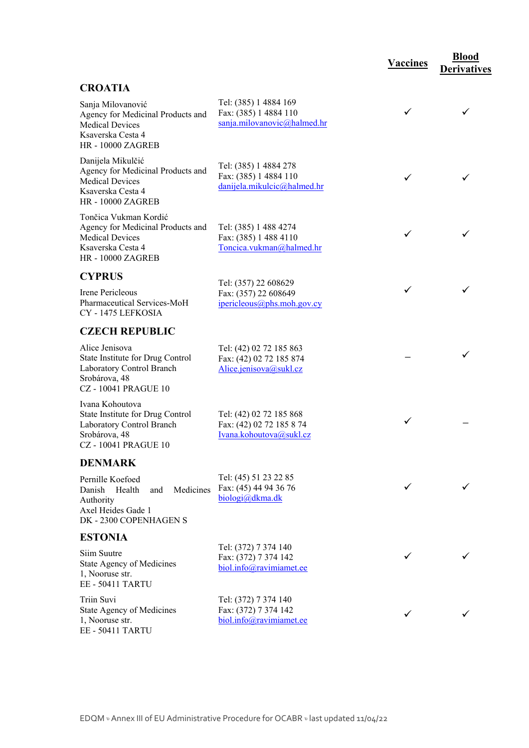| | | Vaccines | Blood Derivatives |
|---|---|---|---|
| **CROATIA** | | | |
| Sanja Milovanović<br>Agency for Medicinal Products and Medical Devices<br>Ksaverska Cesta 4<br>HR - 10000 ZAGREB | Tel: (385) 1 4884 169<br>Fax: (385) 1 4884 110<br>sanja.milovanovic@halmed.hr | ✓ | ✓ |
| Danijela Mikulčić<br>Agency for Medicinal Products and Medical Devices<br>Ksaverska Cesta 4<br>HR - 10000 ZAGREB | Tel: (385) 1 4884 278<br>Fax: (385) 1 4884 110<br>danijela.mikulcic@halmed.hr | ✓ | ✓ |
| Tončica Vukman Kordić<br>Agency for Medicinal Products and Medical Devices<br>Ksaverska Cesta 4<br>HR - 10000 ZAGREB | Tel: (385) 1 488 4274<br>Fax: (385) 1 488 4110<br>Toncica.vukman@halmed.hr | ✓ | ✓ |
| **CYPRUS** | | | |
| Irene Pericleous<br>Pharmaceutical Services-MoH<br>CY - 1475 LEFKOSIA | Tel: (357) 22 608629<br>Fax: (357) 22 608649<br>ipericleous@phs.moh.gov.cy | ✓ | ✓ |
| **CZECH REPUBLIC** | | | |
| Alice Jenisova<br>State Institute for Drug Control<br>Laboratory Control Branch<br>Srobárova, 48<br>CZ - 10041 PRAGUE 10 | Tel: (42) 02 72 185 863<br>Fax: (42) 02 72 185 874<br>Alice.jenisova@sukl.cz | – | ✓ |
| Ivana Kohoutova<br>State Institute for Drug Control<br>Laboratory Control Branch<br>Srobárova, 48<br>CZ - 10041 PRAGUE 10 | Tel: (42) 02 72 185 868<br>Fax: (42) 02 72 185 8 74<br>Ivana.kohoutova@sukl.cz | ✓ | – |
| **DENMARK** | | | |
| Pernille Koefoed<br>Danish Health and Medicines Authority<br>Axel Heides Gade 1<br>DK - 2300 COPENHAGEN S | Tel: (45) 51 23 22 85<br>Fax: (45) 44 94 36 76<br>biologi@dkma.dk | ✓ | ✓ |
| **ESTONIA** | | | |
| Siim Suutre<br>State Agency of Medicines<br>1, Nooruse str.<br>EE - 50411 TARTU | Tel: (372) 7 374 140<br>Fax: (372) 7 374 142<br>biol.info@ravimiamet.ee | ✓ | ✓ |
| Triin Suvi<br>State Agency of Medicines<br>1, Nooruse str.<br>EE - 50411 TARTU | Tel: (372) 7 374 140<br>Fax: (372) 7 374 142<br>biol.info@ravimiamet.ee | ✓ | ✓ |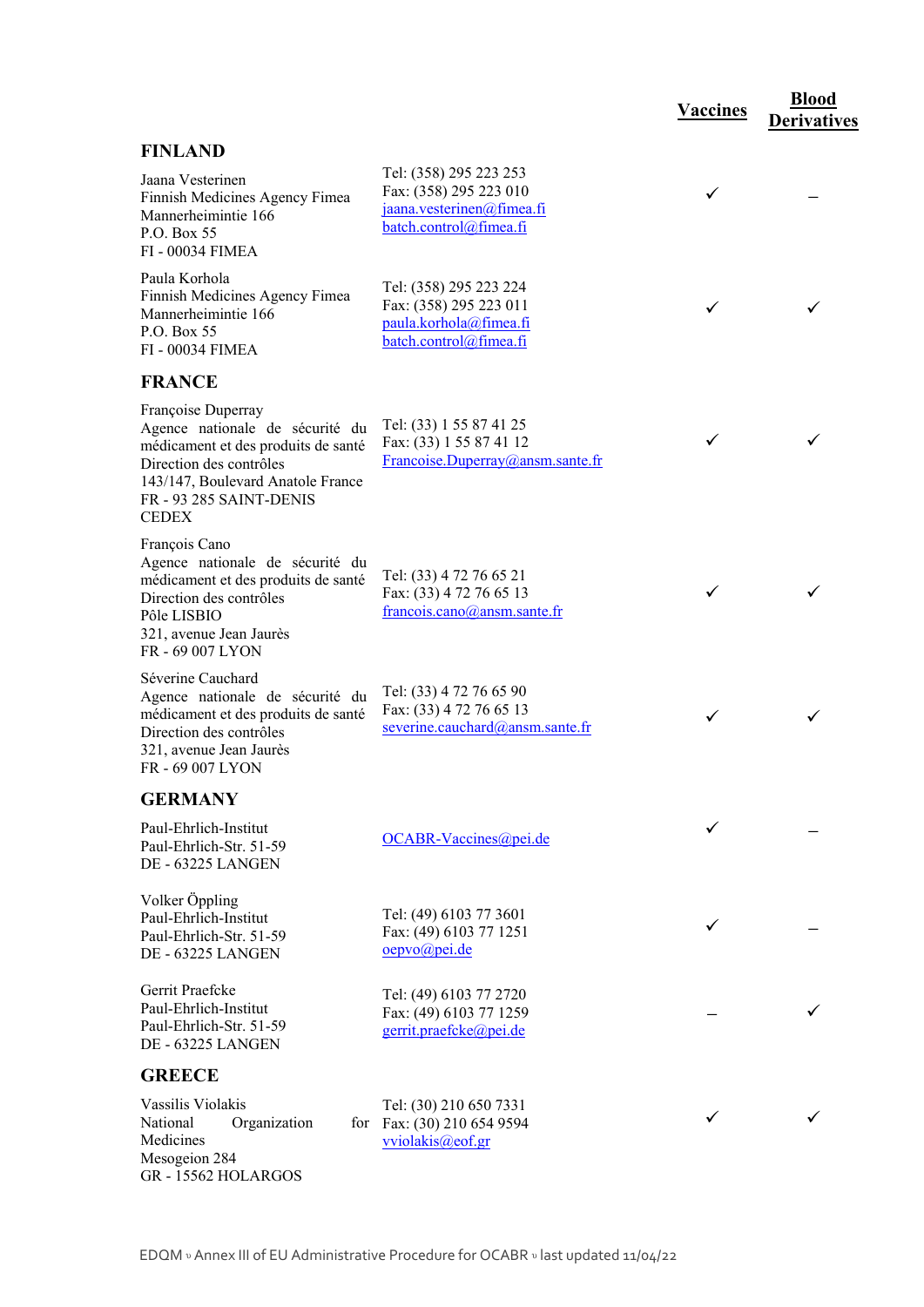| | | Vaccines | Blood Derivatives |
|---|---|---|---|
| **FINLAND** | | | |
| Jaana Vesterinen<br>Finnish Medicines Agency Fimea<br>Mannerheimintie 166<br>P.O. Box 55<br>FI - 00034 FIMEA | Tel: (358) 295 223 253<br>Fax: (358) 295 223 010<br>jaana.vesterinen@fimea.fi<br>batch.control@fimea.fi | ✓ | – |
| Paula Korhola<br>Finnish Medicines Agency Fimea<br>Mannerheimintie 166<br>P.O. Box 55<br>FI - 00034 FIMEA | Tel: (358) 295 223 224<br>Fax: (358) 295 223 011<br>paula.korhola@fimea.fi<br>batch.control@fimea.fi | ✓ | ✓ |
| **FRANCE** | | | |
| Françoise Duperray<br>Agence nationale de sécurité du médicament et des produits de santé<br>Direction des contrôles<br>143/147, Boulevard Anatole France<br>FR - 93 285 SAINT-DENIS CEDEX | Tel: (33) 1 55 87 41 25<br>Fax: (33) 1 55 87 41 12<br>Francoise.Duperray@ansm.sante.fr | ✓ | ✓ |
| François Cano<br>Agence nationale de sécurité du médicament et des produits de santé<br>Direction des contrôles<br>Pôle LISBIO<br>321, avenue Jean Jaurès<br>FR - 69 007 LYON | Tel: (33) 4 72 76 65 21<br>Fax: (33) 4 72 76 65 13<br>francois.cano@ansm.sante.fr | ✓ | ✓ |
| Séverine Cauchard<br>Agence nationale de sécurité du médicament et des produits de santé<br>Direction des contrôles<br>321, avenue Jean Jaurès<br>FR - 69 007 LYON | Tel: (33) 4 72 76 65 90<br>Fax: (33) 4 72 76 65 13<br>severine.cauchard@ansm.sante.fr | ✓ | ✓ |
| **GERMANY** | | | |
| Paul-Ehrlich-Institut<br>Paul-Ehrlich-Str. 51-59<br>DE - 63225 LANGEN | OCABR-Vaccines@pei.de | ✓ | – |
| Volker Öppling<br>Paul-Ehrlich-Institut<br>Paul-Ehrlich-Str. 51-59<br>DE - 63225 LANGEN | Tel: (49) 6103 77 3601<br>Fax: (49) 6103 77 1251<br>oepvo@pei.de | ✓ | – |
| Gerrit Praefcke<br>Paul-Ehrlich-Institut<br>Paul-Ehrlich-Str. 51-59<br>DE - 63225 LANGEN | Tel: (49) 6103 77 2720<br>Fax: (49) 6103 77 1259<br>gerrit.praefcke@pei.de | – | ✓ |
| **GREECE** | | | |
| Vassilis Violakis<br>National Organization for Medicines<br>Mesogeion 284<br>GR - 15562 HOLARGOS | Tel: (30) 210 650 7331<br>Fax: (30) 210 654 9594<br>vviolakis@eof.gr | ✓ | ✓ |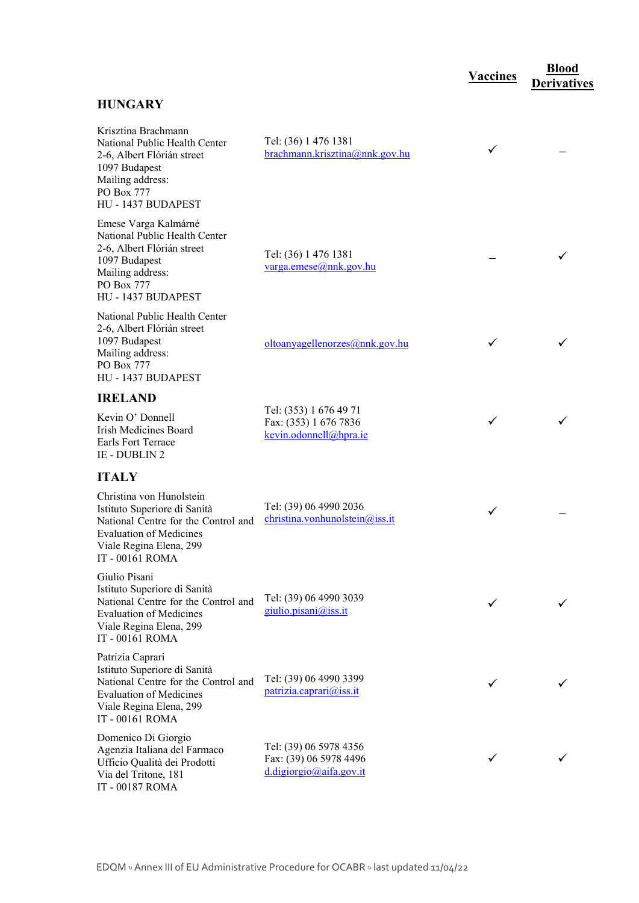| | | Vaccines | Blood Derivatives |
|---|---|---|---|
| **HUNGARY** | | | |
| Krisztina Brachmann<br>National Public Health Center<br>2-6, Albert Flórián street<br>1097 Budapest<br>Mailing address:<br>PO Box 777<br>HU - 1437 BUDAPEST | Tel: (36) 1 476 1381<br>brachmann.krisztina@nnk.gov.hu | ✓ | – |
| Emese Varga Kalmárné<br>National Public Health Center<br>2-6, Albert Flórián street<br>1097 Budapest<br>Mailing address:<br>PO Box 777<br>HU - 1437 BUDAPEST | Tel: (36) 1 476 1381<br>varga.emese@nnk.gov.hu | – | ✓ |
| National Public Health Center<br>2-6, Albert Flórián street<br>1097 Budapest<br>Mailing address:<br>PO Box 777<br>HU - 1437 BUDAPEST | oltoanyagellenorzes@nnk.gov.hu | ✓ | ✓ |
| **IRELAND** | | | |
| Kevin O' Donnell<br>Irish Medicines Board<br>Earls Fort Terrace<br>IE - DUBLIN 2 | Tel: (353) 1 676 49 71<br>Fax: (353) 1 676 7836<br>kevin.odonnell@hpra.ie | ✓ | ✓ |
| **ITALY** | | | |
| Christina von Hunolstein<br>Istituto Superiore di Sanità<br>National Centre for the Control and Evaluation of Medicines<br>Viale Regina Elena, 299<br>IT - 00161 ROMA | Tel: (39) 06 4990 2036<br>christina.vonhunolstein@iss.it | ✓ | – |
| Giulio Pisani<br>Istituto Superiore di Sanità<br>National Centre for the Control and Evaluation of Medicines<br>Viale Regina Elena, 299<br>IT - 00161 ROMA | Tel: (39) 06 4990 3039<br>giulio.pisani@iss.it | ✓ | ✓ |
| Patrizia Caprari<br>Istituto Superiore di Sanità<br>National Centre for the Control and Evaluation of Medicines<br>Viale Regina Elena, 299<br>IT - 00161 ROMA | Tel: (39) 06 4990 3399<br>patrizia.caprari@iss.it | ✓ | ✓ |
| Domenico Di Giorgio<br>Agenzia Italiana del Farmaco<br>Ufficio Qualità dei Prodotti<br>Via del Tritone, 181<br>IT - 00187 ROMA | Tel: (39) 06 5978 4356<br>Fax: (39) 06 5978 4496<br>d.digiorgio@aifa.gov.it | ✓ | ✓ |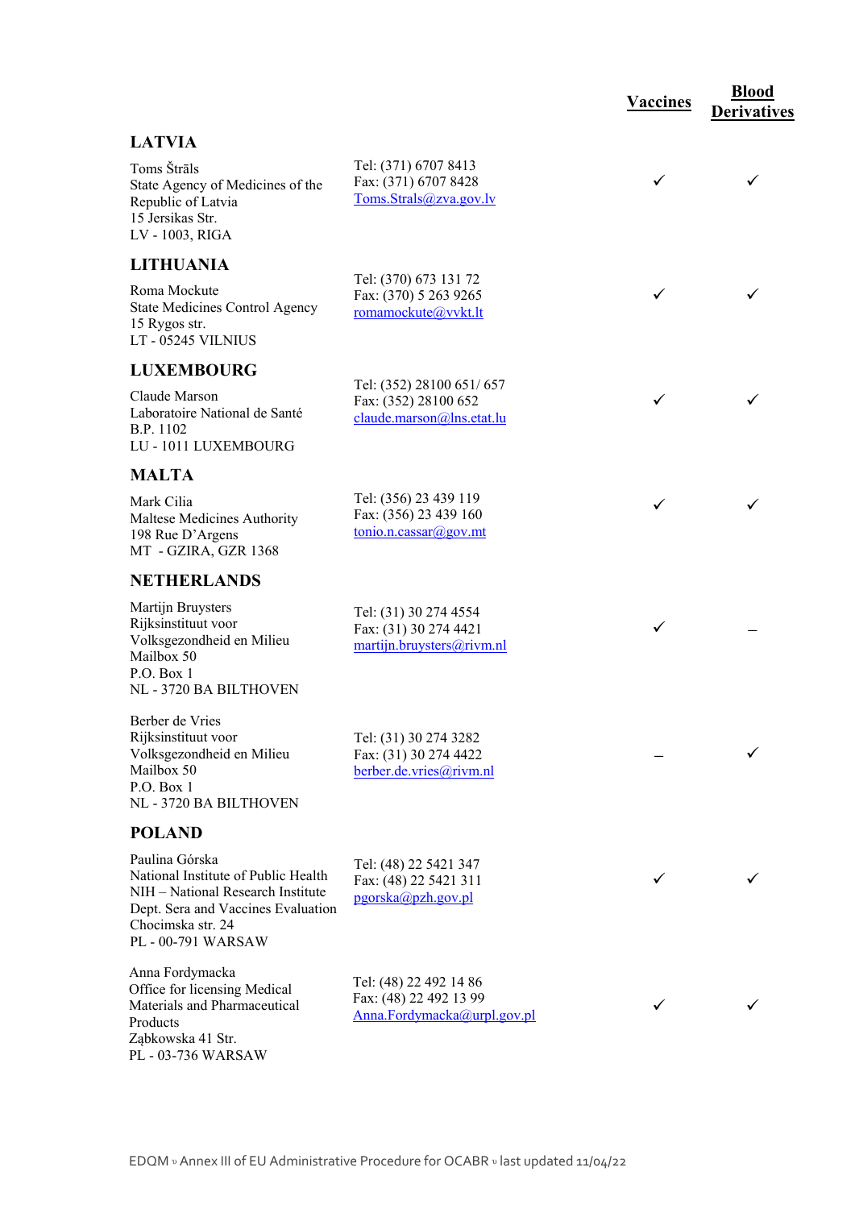| | | Vaccines | Blood Derivatives |
|---|---|---|---|
| **LATVIA** | | | |
| Toms Štrāls<br>State Agency of Medicines of the Republic of Latvia<br>15 Jersikas Str.<br>LV - 1003, RIGA | Tel: (371) 6707 8413<br>Fax: (371) 6707 8428<br>Toms.Strals@zva.gov.lv | ✓ | ✓ |
| **LITHUANIA** | | | |
| Roma Mockute<br>State Medicines Control Agency<br>15 Rygos str.<br>LT - 05245 VILNIUS | Tel: (370) 673 131 72<br>Fax: (370) 5 263 9265<br>romamockute@vvkt.lt | ✓ | ✓ |
| **LUXEMBOURG** | | | |
| Claude Marson<br>Laboratoire National de Santé<br>B.P. 1102<br>LU - 1011 LUXEMBOURG | Tel: (352) 28100 651/ 657<br>Fax: (352) 28100 652<br>claude.marson@lns.etat.lu | ✓ | ✓ |
| **MALTA** | | | |
| Mark Cilia<br>Maltese Medicines Authority<br>198 Rue D'Argens<br>MT - GZIRA, GZR 1368 | Tel: (356) 23 439 119<br>Fax: (356) 23 439 160<br>tonio.n.cassar@gov.mt | ✓ | ✓ |
| **NETHERLANDS** | | | |
| Martijn Bruysters<br>Rijksinstituut voor Volksgezondheid en Milieu<br>Mailbox 50<br>P.O. Box 1<br>NL - 3720 BA BILTHOVEN | Tel: (31) 30 274 4554<br>Fax: (31) 30 274 4421<br>martijn.bruysters@rivm.nl | ✓ | – |
| Berber de Vries<br>Rijksinstituut voor Volksgezondheid en Milieu<br>Mailbox 50<br>P.O. Box 1<br>NL - 3720 BA BILTHOVEN | Tel: (31) 30 274 3282<br>Fax: (31) 30 274 4422<br>berber.de.vries@rivm.nl | – | ✓ |
| **POLAND** | | | |
| Paulina Górska<br>National Institute of Public Health<br>NIH – National Research Institute<br>Dept. Sera and Vaccines Evaluation<br>Chocimska str. 24<br>PL - 00-791 WARSAW | Tel: (48) 22 5421 347<br>Fax: (48) 22 5421 311<br>pgorska@pzh.gov.pl | ✓ | ✓ |
| Anna Fordymacka<br>Office for licensing Medical Materials and Pharmaceutical Products<br>Ząbkowska 41 Str.<br>PL - 03-736 WARSAW | Tel: (48) 22 492 14 86<br>Fax: (48) 22 492 13 99<br>Anna.Fordymacka@urpl.gov.pl | ✓ | ✓ |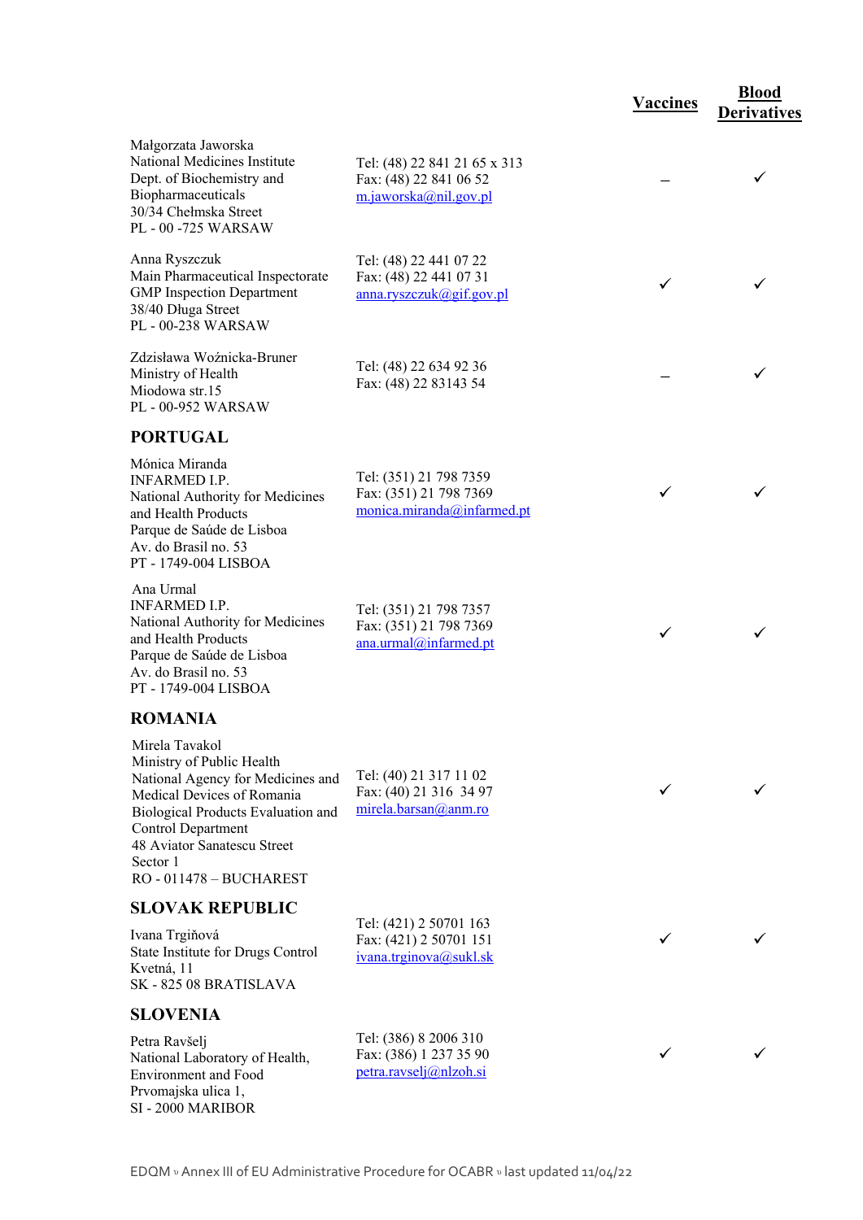| | | Vaccines | Blood Derivatives |
|---|---|---|---|
| Małgorzata Jaworska<br>National Medicines Institute<br>Dept. of Biochemistry and Biopharmaceuticals<br>30/34 Chełmska Street<br>PL - 00 -725 WARSAW | Tel: (48) 22 841 21 65 x 313<br>Fax: (48) 22 841 06 52<br>m.jaworska@nil.gov.pl | – | ✓ |
| Anna Ryszczuk<br>Main Pharmaceutical Inspectorate<br>GMP Inspection Department<br>38/40 Długa Street<br>PL - 00-238 WARSAW | Tel: (48) 22 441 07 22<br>Fax: (48) 22 441 07 31<br>anna.ryszczuk@gif.gov.pl | ✓ | ✓ |
| Zdzisława Woźnicka-Bruner<br>Ministry of Health<br>Miodowa str.15<br>PL - 00-952 WARSAW | Tel: (48) 22 634 92 36<br>Fax: (48) 22 83143 54 | – | ✓ |
| **PORTUGAL** | | | |
| Mónica Miranda<br>INFARMED I.P.<br>National Authority for Medicines and Health Products<br>Parque de Saúde de Lisboa<br>Av. do Brasil no. 53<br>PT - 1749-004 LISBOA | Tel: (351) 21 798 7359<br>Fax: (351) 21 798 7369<br>monica.miranda@infarmed.pt | ✓ | ✓ |
| Ana Urmal<br>INFARMED I.P.<br>National Authority for Medicines and Health Products<br>Parque de Saúde de Lisboa<br>Av. do Brasil no. 53<br>PT - 1749-004 LISBOA | Tel: (351) 21 798 7357<br>Fax: (351) 21 798 7369<br>ana.urmal@infarmed.pt | ✓ | ✓ |
| **ROMANIA** | | | |
| Mirela Tavakol<br>Ministry of Public Health<br>National Agency for Medicines and Medical Devices of Romania<br>Biological Products Evaluation and Control Department<br>48 Aviator Sanatescu Street<br>Sector 1<br>RO - 011478 – BUCHAREST | Tel: (40) 21 317 11 02<br>Fax: (40) 21 316 34 97<br>mirela.barsan@anm.ro | ✓ | ✓ |
| **SLOVAK REPUBLIC** | | | |
| Ivana Trgiňová<br>State Institute for Drugs Control<br>Kvetná, 11<br>SK - 825 08 BRATISLAVA | Tel: (421) 2 50701 163<br>Fax: (421) 2 50701 151<br>ivana.trginova@sukl.sk | ✓ | ✓ |
| **SLOVENIA** | | | |
| Petra Ravšelj<br>National Laboratory of Health, Environment and Food<br>Prvomajska ulica 1,<br>SI - 2000 MARIBOR | Tel: (386) 8 2006 310<br>Fax: (386) 1 237 35 90<br>petra.ravselj@nlzoh.si | ✓ | ✓ |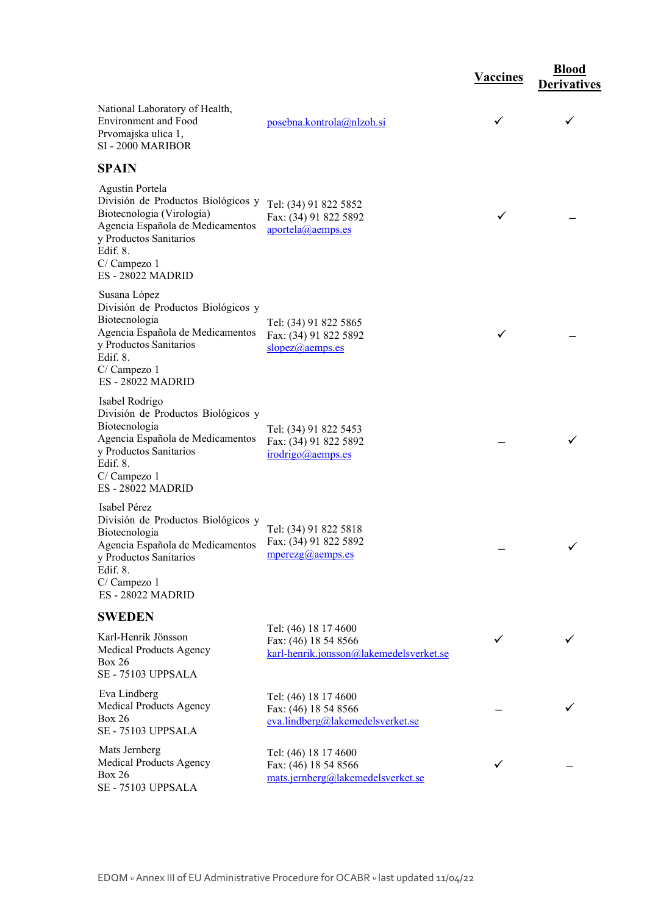| | | Vaccines | Blood Derivatives |
|---|---|---|---|
| National Laboratory of Health, Environment and Food<br>Prvomajska ulica 1,<br>SI - 2000 MARIBOR | posebna.kontrola@nlzoh.si | ✓ | ✓ |
| **SPAIN** | | | |
| Agustín Portela<br>División de Productos Biológicos y Biotecnologia (Virología)<br>Agencia Española de Medicamentos y Productos Sanitarios<br>Edif. 8.<br>C/ Campezo 1<br>ES - 28022 MADRID | Tel: (34) 91 822 5852<br>Fax: (34) 91 822 5892<br>aportela@aemps.es | ✓ | – |
| Susana López<br>División de Productos Biológicos y Biotecnologia<br>Agencia Española de Medicamentos y Productos Sanitarios<br>Edif. 8.<br>C/ Campezo 1<br>ES - 28022 MADRID | Tel: (34) 91 822 5865<br>Fax: (34) 91 822 5892<br>slopez@aemps.es | ✓ | – |
| Isabel Rodrigo<br>División de Productos Biológicos y Biotecnologia<br>Agencia Española de Medicamentos y Productos Sanitarios<br>Edif. 8.<br>C/ Campezo 1<br>ES - 28022 MADRID | Tel: (34) 91 822 5453<br>Fax: (34) 91 822 5892<br>irodrigo@aemps.es | – | ✓ |
| Isabel Pérez<br>División de Productos Biológicos y Biotecnologia<br>Agencia Española de Medicamentos y Productos Sanitarios<br>Edif. 8.<br>C/ Campezo 1<br>ES - 28022 MADRID | Tel: (34) 91 822 5818<br>Fax: (34) 91 822 5892<br>mperezg@aemps.es | – | ✓ |
| **SWEDEN** | | | |
| Karl-Henrik Jönsson<br>Medical Products Agency<br>Box 26<br>SE - 75103 UPPSALA | Tel: (46) 18 17 4600<br>Fax: (46) 18 54 8566<br>karl-henrik.jonsson@lakemedelsverket.se | ✓ | ✓ |
| Eva Lindberg<br>Medical Products Agency<br>Box 26<br>SE - 75103 UPPSALA | Tel: (46) 18 17 4600<br>Fax: (46) 18 54 8566<br>eva.lindberg@lakemedelsverket.se | – | ✓ |
| Mats Jernberg<br>Medical Products Agency<br>Box 26<br>SE - 75103 UPPSALA | Tel: (46) 18 17 4600<br>Fax: (46) 18 54 8566<br>mats.jernberg@lakemedelsverket.se | ✓ | – |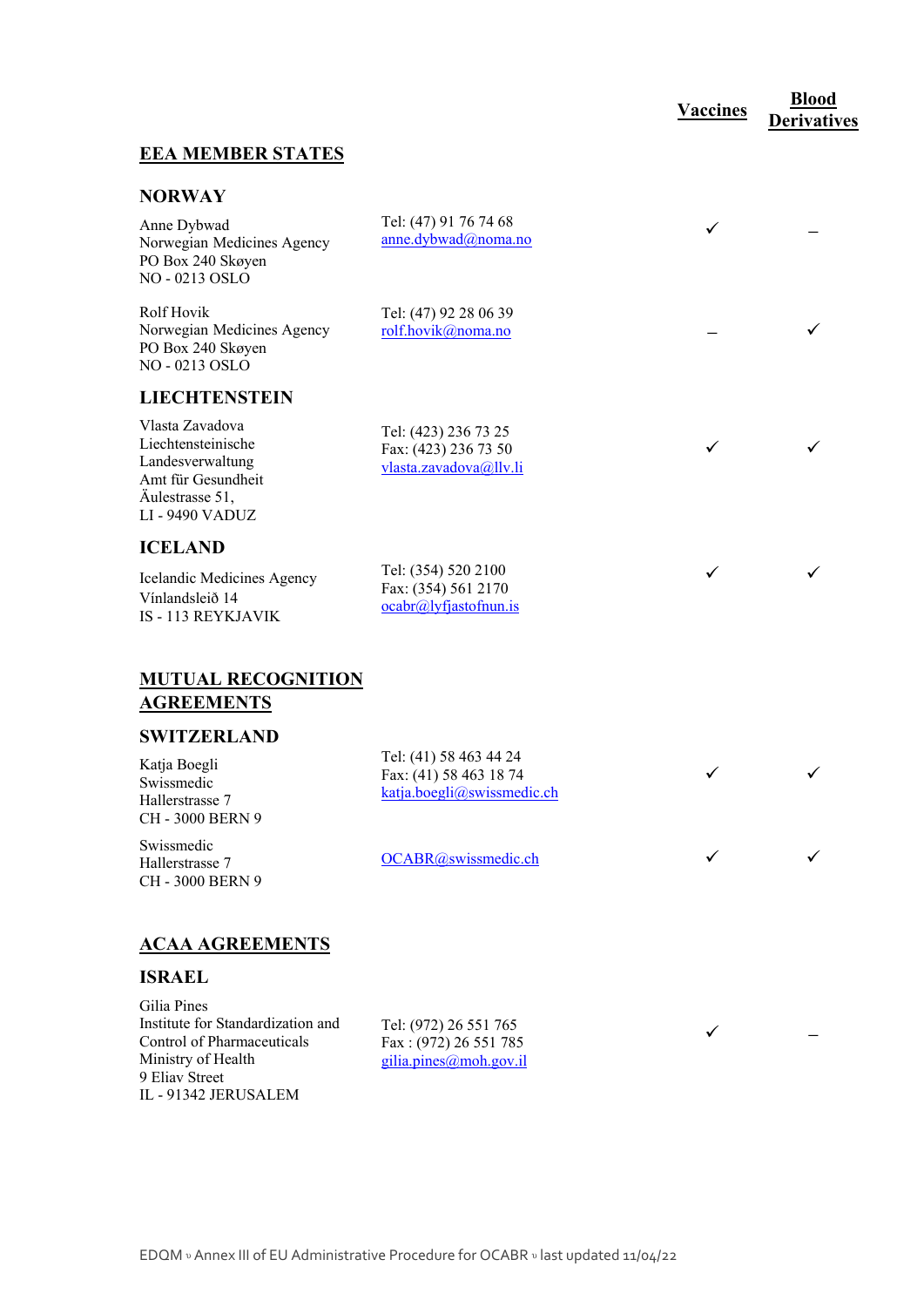| | | Vaccines | Blood Derivatives |
|---|---|---|---|
| **EEA MEMBER STATES** | | | |
| **NORWAY** | | | |
| Anne Dybwad<br>Norwegian Medicines Agency<br>PO Box 240 Skøyen<br>NO - 0213 OSLO | Tel: (47) 91 76 74 68<br>anne.dybwad@noma.no | ✓ | – |
| Rolf Hovik<br>Norwegian Medicines Agency<br>PO Box 240 Skøyen<br>NO - 0213 OSLO | Tel: (47) 92 28 06 39<br>rolf.hovik@noma.no | – | ✓ |
| **LIECHTENSTEIN** | | | |
| Vlasta Zavadova<br>Liechtensteinische Landesverwaltung<br>Amt für Gesundheit<br>Äulestrasse 51,<br>LI - 9490 VADUZ | Tel: (423) 236 73 25<br>Fax: (423) 236 73 50<br>vlasta.zavadova@llv.li | ✓ | ✓ |
| **ICELAND** | | | |
| Icelandic Medicines Agency<br>Vínlandsleið 14<br>IS - 113 REYKJAVIK | Tel: (354) 520 2100<br>Fax: (354) 561 2170<br>ocabr@lyfjastofnun.is | ✓ | ✓ |
| **MUTUAL RECOGNITION AGREEMENTS** | | | |
| **SWITZERLAND** | | | |
| Katja Boegli<br>Swissmedic<br>Hallerstrasse 7<br>CH - 3000 BERN 9 | Tel: (41) 58 463 44 24<br>Fax: (41) 58 463 18 74<br>katja.boegli@swissmedic.ch | ✓ | ✓ |
| Swissmedic<br>Hallerstrasse 7<br>CH - 3000 BERN 9 | OCABR@swissmedic.ch | ✓ | ✓ |
| **ACAA AGREEMENTS** | | | |
| **ISRAEL** | | | |
| Gilia Pines<br>Institute for Standardization and Control of Pharmaceuticals<br>Ministry of Health<br>9 Eliav Street<br>IL - 91342 JERUSALEM | Tel: (972) 26 551 765<br>Fax : (972) 26 551 785<br>gilia.pines@moh.gov.il | ✓ | – |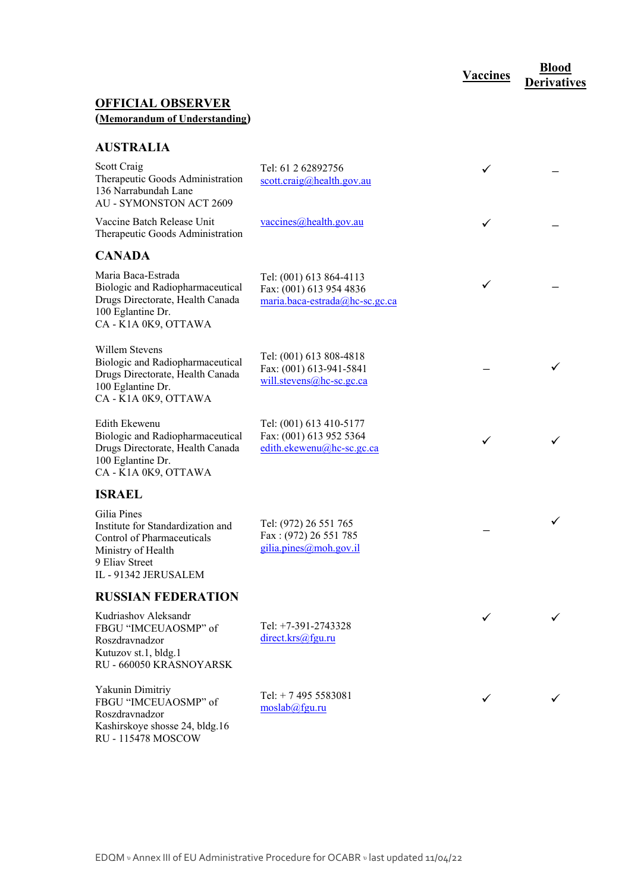## OFFICIAL OBSERVER
**(Memorandum of Understanding)**

| | | Vaccines | Blood Derivatives |
|---|---|---|---|
| **AUSTRALIA** | | | |
| Scott Craig<br>Therapeutic Goods Administration<br>136 Narrabundah Lane<br>AU - SYMONSTON ACT 2609 | Tel: 61 2 62892756<br>scott.craig@health.gov.au | ✓ | – |
| Vaccine Batch Release Unit<br>Therapeutic Goods Administration | vaccines@health.gov.au | ✓ | – |
| **CANADA** | | | |
| Maria Baca-Estrada<br>Biologic and Radiopharmaceutical Drugs Directorate, Health Canada<br>100 Eglantine Dr.<br>CA - K1A 0K9, OTTAWA | Tel: (001) 613 864-4113<br>Fax: (001) 613 954 4836<br>maria.baca-estrada@hc-sc.gc.ca | ✓ | – |
| Willem Stevens<br>Biologic and Radiopharmaceutical Drugs Directorate, Health Canada<br>100 Eglantine Dr.<br>CA - K1A 0K9, OTTAWA | Tel: (001) 613 808-4818<br>Fax: (001) 613-941-5841<br>will.stevens@hc-sc.gc.ca | – | ✓ |
| Edith Ekewenu<br>Biologic and Radiopharmaceutical Drugs Directorate, Health Canada<br>100 Eglantine Dr.<br>CA - K1A 0K9, OTTAWA | Tel: (001) 613 410-5177<br>Fax: (001) 613 952 5364<br>edith.ekewenu@hc-sc.gc.ca | ✓ | ✓ |
| **ISRAEL** | | | |
| Gilia Pines<br>Institute for Standardization and Control of Pharmaceuticals<br>Ministry of Health<br>9 Eliav Street<br>IL - 91342 JERUSALEM | Tel: (972) 26 551 765<br>Fax : (972) 26 551 785<br>gilia.pines@moh.gov.il | – | ✓ |
| **RUSSIAN FEDERATION** | | | |
| Kudriashov Aleksandr<br>FBGU "IMCEUAOSMP" of Roszdravnadzor<br>Kutuzov st.1, bldg.1<br>RU - 660050 KRASNOYARSK | Tel: +7-391-2743328<br>direct.krs@fgu.ru | ✓ | ✓ |
| Yakunin Dimitriy<br>FBGU "IMCEUAOSMP" of Roszdravnadzor<br>Kashirskoye shosse 24, bldg.16<br>RU - 115478 MOSCOW | Tel: + 7 495 5583081<br>moslab@fgu.ru | ✓ | ✓ |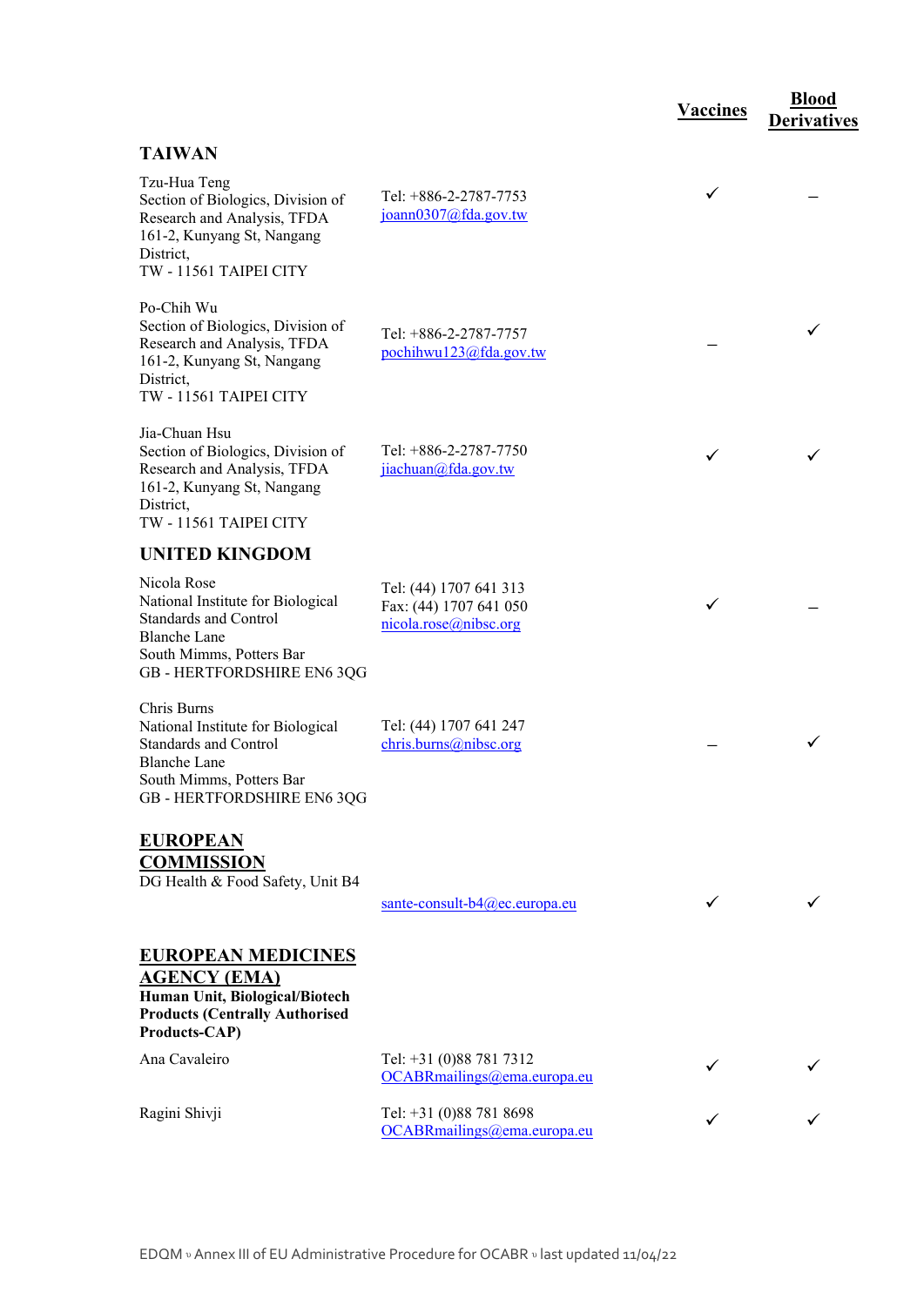| | | Vaccines | Blood Derivatives |
|---|---|---|---|
| **TAIWAN** | | | |
| Tzu-Hua Teng<br>Section of Biologics, Division of Research and Analysis, TFDA<br>161-2, Kunyang St, Nangang District,<br>TW - 11561 TAIPEI CITY | Tel: +886-2-2787-7753<br>joann0307@fda.gov.tw | ✓ | – |
| Po-Chih Wu<br>Section of Biologics, Division of Research and Analysis, TFDA<br>161-2, Kunyang St, Nangang District,<br>TW - 11561 TAIPEI CITY | Tel: +886-2-2787-7757<br>pochihwu123@fda.gov.tw | – | ✓ |
| Jia-Chuan Hsu<br>Section of Biologics, Division of Research and Analysis, TFDA<br>161-2, Kunyang St, Nangang District,<br>TW - 11561 TAIPEI CITY | Tel: +886-2-2787-7750<br>jiachuan@fda.gov.tw | ✓ | ✓ |
| **UNITED KINGDOM** | | | |
| Nicola Rose<br>National Institute for Biological Standards and Control<br>Blanche Lane<br>South Mimms, Potters Bar<br>GB - HERTFORDSHIRE EN6 3QG | Tel: (44) 1707 641 313<br>Fax: (44) 1707 641 050<br>nicola.rose@nibsc.org | ✓ | – |
| Chris Burns<br>National Institute for Biological Standards and Control<br>Blanche Lane<br>South Mimms, Potters Bar<br>GB - HERTFORDSHIRE EN6 3QG | Tel: (44) 1707 641 247<br>chris.burns@nibsc.org | – | ✓ |
| **EUROPEAN COMMISSION**<br>DG Health & Food Safety, Unit B4 | sante-consult-b4@ec.europa.eu | ✓ | ✓ |
| **EUROPEAN MEDICINES AGENCY (EMA)**<br>**Human Unit, Biological/Biotech Products (Centrally Authorised Products-CAP)** | | | |
| Ana Cavaleiro | Tel: +31 (0)88 781 7312<br>OCABRmailings@ema.europa.eu | ✓ | ✓ |
| Ragini Shivji | Tel: +31 (0)88 781 8698<br>OCABRmailings@ema.europa.eu | ✓ | ✓ |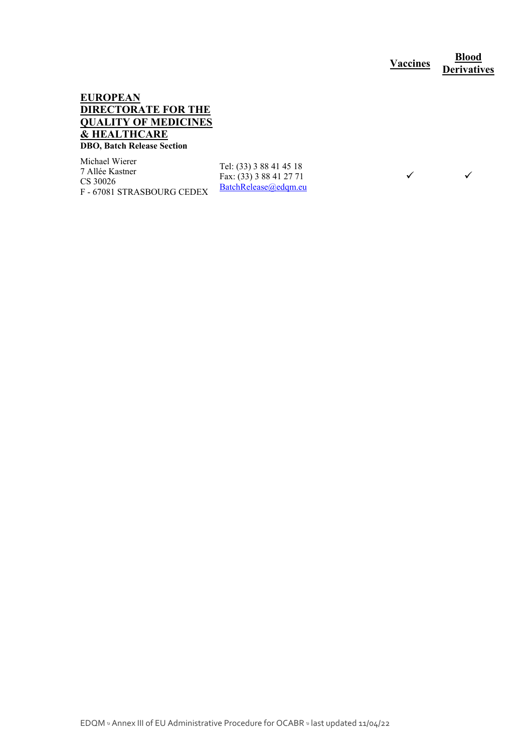| | | Vaccines | Blood Derivatives |
|---|---|---|---|
| **EUROPEAN DIRECTORATE FOR THE QUALITY OF MEDICINES & HEALTHCARE**<br>**DBO, Batch Release Section**<br><br>Michael Wierer<br>7 Allée Kastner<br>CS 30026<br>F - 67081 STRASBOURG CEDEX | Tel: (33) 3 88 41 45 18<br>Fax: (33) 3 88 41 27 71<br>BatchRelease@edqm.eu | ✓ | ✓ |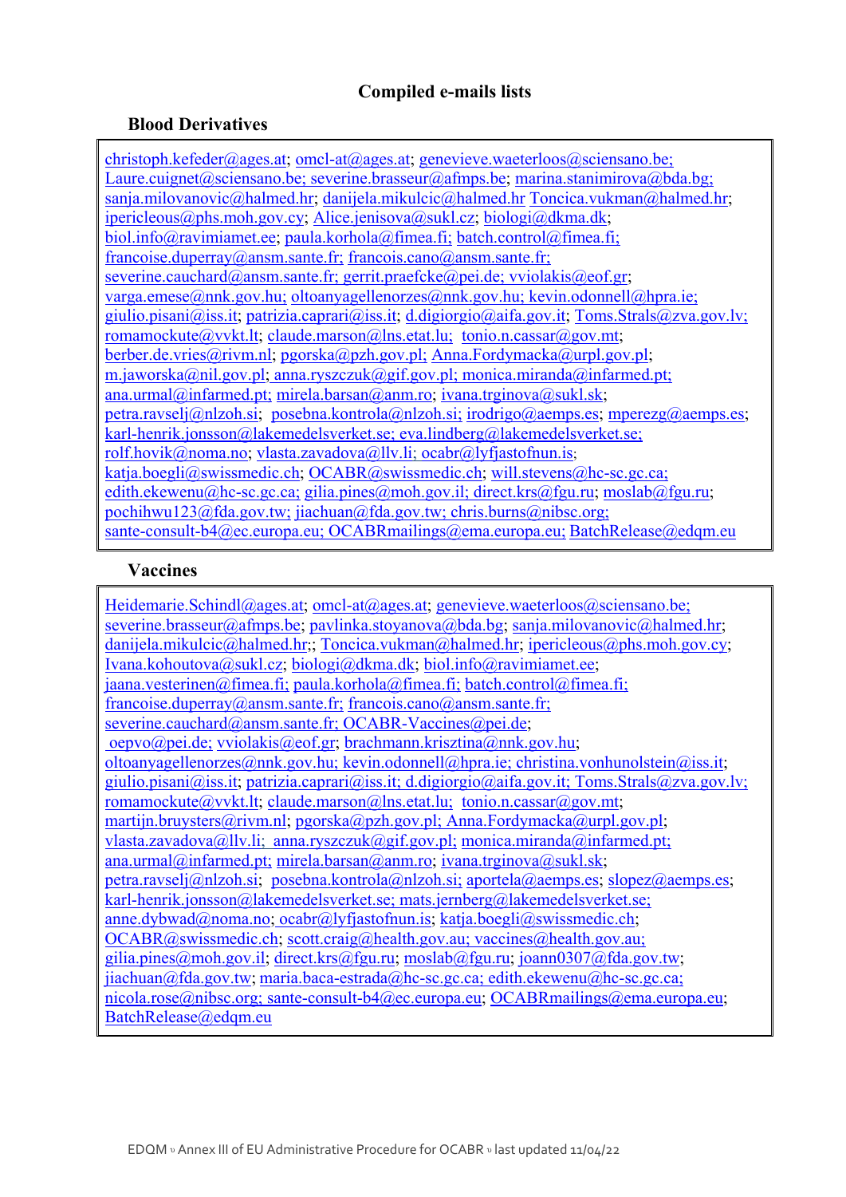## Compiled e-mails lists

### Blood Derivatives

christoph.kefeder@ages.at; omcl-at@ages.at; genevieve.waeterloos@sciensano.be; Laure.cuignet@sciensano.be; severine.brasseur@afmps.be; marina.stanimirova@bda.bg; sanja.milovanovic@halmed.hr; danijela.mikulcic@halmed.hr Toncica.vukman@halmed.hr; ipericleous@phs.moh.gov.cy; Alice.jenisova@sukl.cz; biologi@dkma.dk; biol.info@ravimiamet.ee; paula.korhola@fimea.fi; batch.control@fimea.fi; francoise.duperray@ansm.sante.fr; francois.cano@ansm.sante.fr; severine.cauchard@ansm.sante.fr; gerrit.praefcke@pei.de; vviolakis@eof.gr; varga.emese@nnk.gov.hu; oltoanyagellenorzes@nnk.gov.hu; kevin.odonnell@hpra.ie; giulio.pisani@iss.it; patrizia.caprari@iss.it; d.digiorgio@aifa.gov.it; Toms.Strals@zva.gov.lv; romamockute@vvkt.lt; claude.marson@lns.etat.lu; tonio.n.cassar@gov.mt; berber.de.vries@rivm.nl; pgorska@pzh.gov.pl; Anna.Fordymacka@urpl.gov.pl; m.jaworska@nil.gov.pl; anna.ryszczuk@gif.gov.pl; monica.miranda@infarmed.pt; ana.urmal@infarmed.pt; mirela.barsan@anm.ro; ivana.trginova@sukl.sk; petra.ravselj@nlzoh.si; posebna.kontrola@nlzoh.si; irodrigo@aemps.es; mperezg@aemps.es; karl-henrik.jonsson@lakemedelsverket.se; eva.lindberg@lakemedelsverket.se; rolf.hovik@noma.no; vlasta.zavadova@llv.li; ocabr@lyfjastofnun.is; katja.boegli@swissmedic.ch; OCABR@swissmedic.ch; will.stevens@hc-sc.gc.ca; edith.ekewenu@hc-sc.gc.ca; gilia.pines@moh.gov.il; direct.krs@fgu.ru; moslab@fgu.ru; pochihwu123@fda.gov.tw; jiachuan@fda.gov.tw; chris.burns@nibsc.org; sante-consult-b4@ec.europa.eu; OCABRmailings@ema.europa.eu; BatchRelease@edqm.eu

### Vaccines

Heidemarie.Schindl@ages.at; omcl-at@ages.at; genevieve.waeterloos@sciensano.be; severine.brasseur@afmps.be; pavlinka.stoyanova@bda.bg; sanja.milovanovic@halmed.hr; danijela.mikulcic@halmed.hr;; Toncica.vukman@halmed.hr; ipericleous@phs.moh.gov.cy; Ivana.kohoutova@sukl.cz; biologi@dkma.dk; biol.info@ravimiamet.ee; jaana.vesterinen@fimea.fi; paula.korhola@fimea.fi; batch.control@fimea.fi; francoise.duperray@ansm.sante.fr; francois.cano@ansm.sante.fr; severine.cauchard@ansm.sante.fr; OCABR-Vaccines@pei.de; oepvo@pei.de; vviolakis@eof.gr; brachmann.krisztina@nnk.gov.hu; oltoanyagellenorzes@nnk.gov.hu; kevin.odonnell@hpra.ie; christina.vonhunolstein@iss.it; giulio.pisani@iss.it; patrizia.caprari@iss.it; d.digiorgio@aifa.gov.it; Toms.Strals@zva.gov.lv; romamockute@vvkt.lt; claude.marson@lns.etat.lu; tonio.n.cassar@gov.mt; martijn.bruysters@rivm.nl; pgorska@pzh.gov.pl; Anna.Fordymacka@urpl.gov.pl; vlasta.zavadova@llv.li; anna.ryszczuk@gif.gov.pl; monica.miranda@infarmed.pt; ana.urmal@infarmed.pt; mirela.barsan@anm.ro; ivana.trginova@sukl.sk; petra.ravselj@nlzoh.si; posebna.kontrola@nlzoh.si; aportela@aemps.es; slopez@aemps.es; karl-henrik.jonsson@lakemedelsverket.se; mats.jernberg@lakemedelsverket.se; anne.dybwad@noma.no; ocabr@lyfjastofnun.is; katja.boegli@swissmedic.ch; OCABR@swissmedic.ch; scott.craig@health.gov.au; vaccines@health.gov.au; gilia.pines@moh.gov.il; direct.krs@fgu.ru; moslab@fgu.ru; joann0307@fda.gov.tw; jiachuan@fda.gov.tw; maria.baca-estrada@hc-sc.gc.ca; edith.ekewenu@hc-sc.gc.ca; nicola.rose@nibsc.org; sante-consult-b4@ec.europa.eu; OCABRmailings@ema.europa.eu; BatchRelease@edqm.eu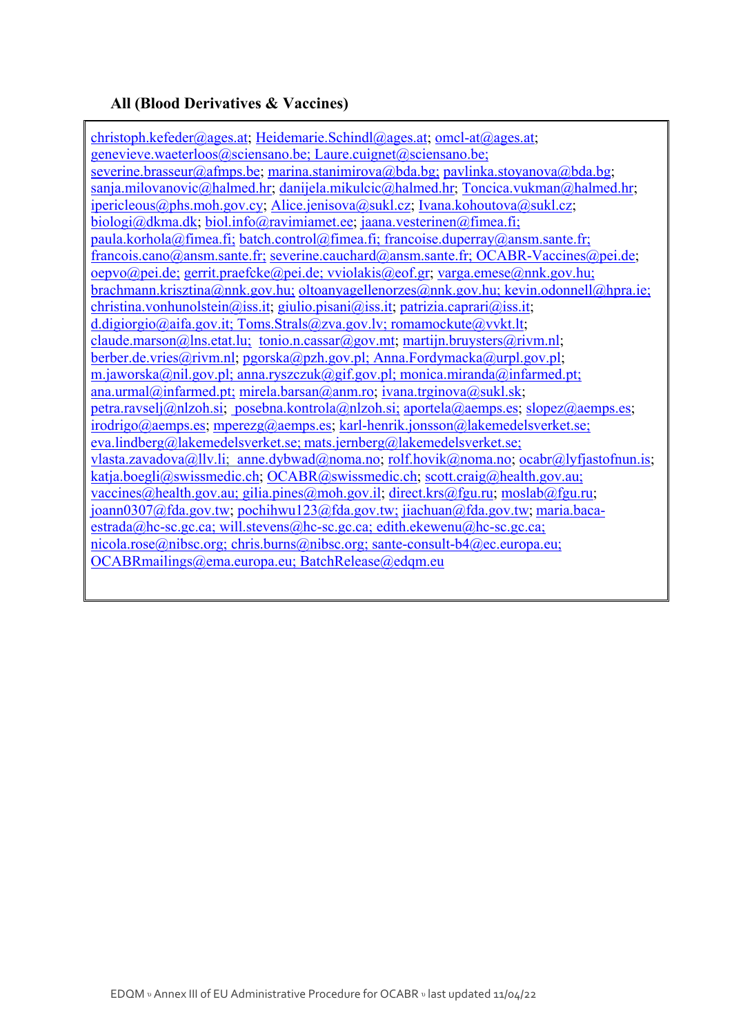### All (Blood Derivatives & Vaccines)

christoph.kefeder@ages.at; Heidemarie.Schindl@ages.at; omcl-at@ages.at; genevieve.waeterloos@sciensano.be; Laure.cuignet@sciensano.be; severine.brasseur@afmps.be; marina.stanimirova@bda.bg; pavlinka.stoyanova@bda.bg; sanja.milovanovic@halmed.hr; danijela.mikulcic@halmed.hr; Toncica.vukman@halmed.hr; ipericleous@phs.moh.gov.cy; Alice.jenisova@sukl.cz; Ivana.kohoutova@sukl.cz; biologi@dkma.dk; biol.info@ravimiamet.ee; jaana.vesterinen@fimea.fi; paula.korhola@fimea.fi; batch.control@fimea.fi; francoise.duperray@ansm.sante.fr; francois.cano@ansm.sante.fr; severine.cauchard@ansm.sante.fr; OCABR-Vaccines@pei.de; oepvo@pei.de; gerrit.praefcke@pei.de; vviolakis@eof.gr; varga.emese@nnk.gov.hu; brachmann.krisztina@nnk.gov.hu; oltoanyagellenorzes@nnk.gov.hu; kevin.odonnell@hpra.ie; christina.vonhunolstein@iss.it; giulio.pisani@iss.it; patrizia.caprari@iss.it; d.digiorgio@aifa.gov.it; Toms.Strals@zva.gov.lv; romamockute@vvkt.lt; claude.marson@lns.etat.lu; tonio.n.cassar@gov.mt; martijn.bruysters@rivm.nl; berber.de.vries@rivm.nl; pgorska@pzh.gov.pl; Anna.Fordymacka@urpl.gov.pl; m.jaworska@nil.gov.pl; anna.ryszczuk@gif.gov.pl; monica.miranda@infarmed.pt; ana.urmal@infarmed.pt; mirela.barsan@anm.ro; ivana.trginova@sukl.sk; petra.ravselj@nlzoh.si; posebna.kontrola@nlzoh.si; aportela@aemps.es; slopez@aemps.es; irodrigo@aemps.es; mperezg@aemps.es; karl-henrik.jonsson@lakemedelsverket.se; eva.lindberg@lakemedelsverket.se; mats.jernberg@lakemedelsverket.se; vlasta.zavadova@llv.li; anne.dybwad@noma.no; rolf.hovik@noma.no; ocabr@lyfjastofnun.is; katja.boegli@swissmedic.ch; OCABR@swissmedic.ch; scott.craig@health.gov.au; vaccines@health.gov.au; gilia.pines@moh.gov.il; direct.krs@fgu.ru; moslab@fgu.ru; joann0307@fda.gov.tw; pochihwu123@fda.gov.tw; jiachuan@fda.gov.tw; maria.baca-estrada@hc-sc.gc.ca; will.stevens@hc-sc.gc.ca; edith.ekewenu@hc-sc.gc.ca; nicola.rose@nibsc.org; chris.burns@nibsc.org; sante-consult-b4@ec.europa.eu; OCABRmailings@ema.europa.eu; BatchRelease@edqm.eu